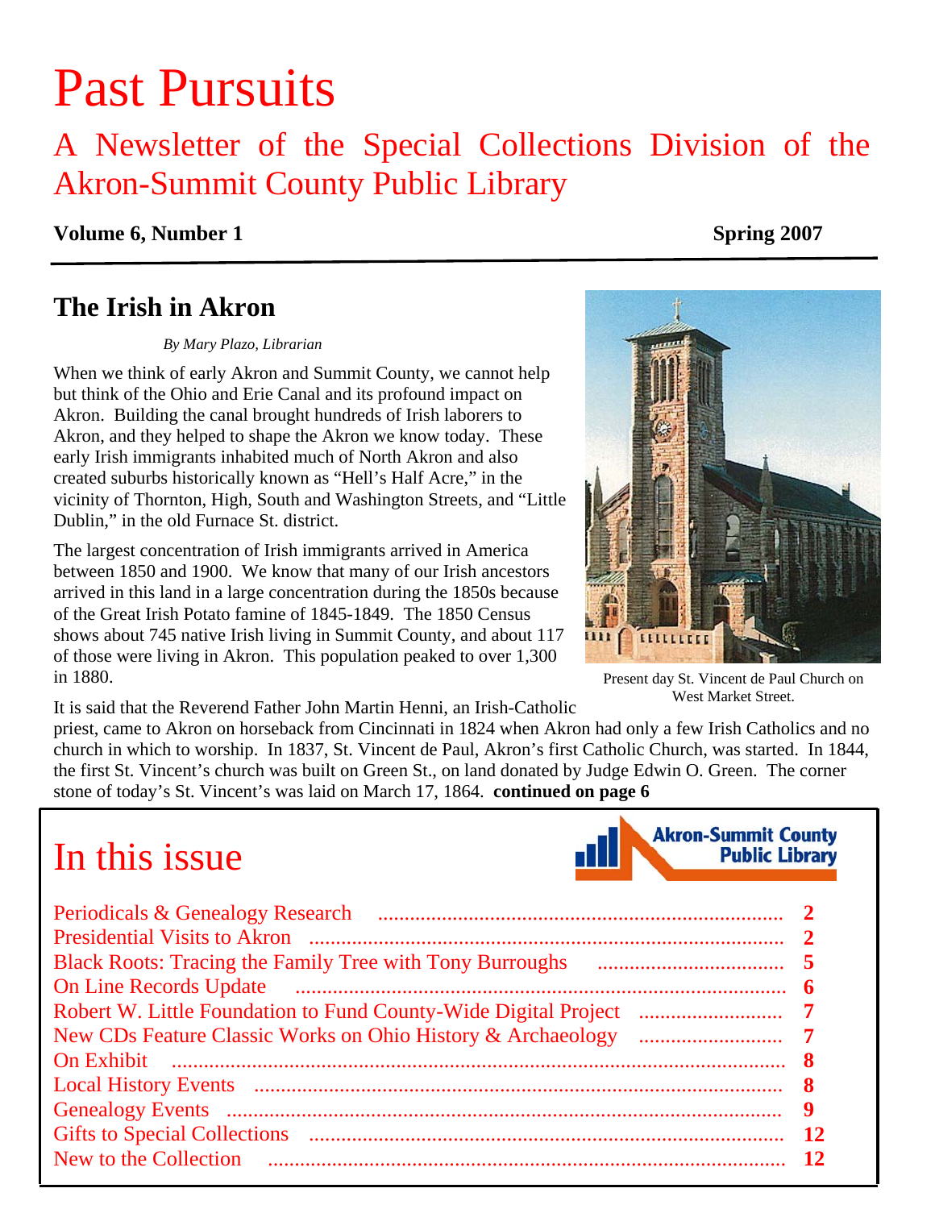# Past Pursuits

## A Newsletter of the Special Collections Division of the Akron-Summit County Public Library

**Volume 6, Number 1** **Spring 2007**

## The Irish in Akron

*By Mary Plazo, Librarian*

When we think of early Akron and Summit County, we cannot help but think of the Ohio and Erie Canal and its profound impact on Akron. Building the canal brought hundreds of Irish laborers to Akron, and they helped to shape the Akron we know today. These early Irish immigrants inhabited much of North Akron and also created suburbs historically known as "Hell's Half Acre," in the vicinity of Thornton, High, South and Washington Streets, and "Little Dublin," in the old Furnace St. district.

The largest concentration of Irish immigrants arrived in America between 1850 and 1900. We know that many of our Irish ancestors arrived in this land in a large concentration during the 1850s because of the Great Irish Potato famine of 1845-1849. The 1850 Census shows about 745 native Irish living in Summit County, and about 117 of those were living in Akron. This population peaked to over 1,300 in 1880.

Present day St. Vincent de Paul Church on West Market Street.

It is said that the Reverend Father John Martin Henni, an Irish-Catholic priest, came to Akron on horseback from Cincinnati in 1824 when Akron had only a few Irish Catholics and no church in which to worship. In 1837, St. Vincent de Paul, Akron's first Catholic Church, was started. In 1844, the first St. Vincent's church was built on Green St., on land donated by Judge Edwin O. Green. The corner stone of today's St. Vincent's was laid on March 17, 1864. **continued on page 6**

## In this issue

Akron-Summit County Public Library

| | |
|---|---|
| Periodicals & Genealogy Research | **2** |
| Presidential Visits to Akron | **2** |
| Black Roots: Tracing the Family Tree with Tony Burroughs | **5** |
| On Line Records Update | **6** |
| Robert W. Little Foundation to Fund County-Wide Digital Project | **7** |
| New CDs Feature Classic Works on Ohio History & Archaeology | **7** |
| On Exhibit | **8** |
| Local History Events | **8** |
| Genealogy Events | **9** |
| Gifts to Special Collections | **12** |
| New to the Collection | **12** |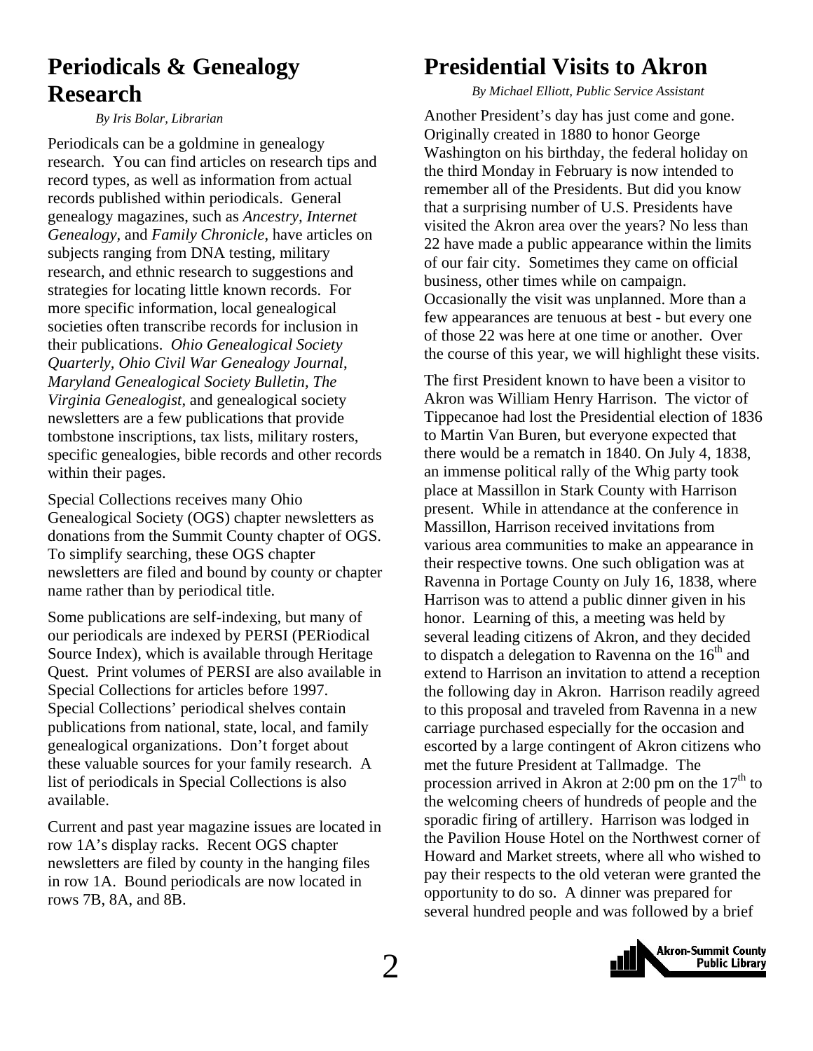# Periodicals & Genealogy Research

*By Iris Bolar, Librarian*

Periodicals can be a goldmine in genealogy research. You can find articles on research tips and record types, as well as information from actual records published within periodicals. General genealogy magazines, such as *Ancestry, Internet Genealogy,* and *Family Chronicle*, have articles on subjects ranging from DNA testing, military research, and ethnic research to suggestions and strategies for locating little known records. For more specific information, local genealogical societies often transcribe records for inclusion in their publications. *Ohio Genealogical Society Quarterly, Ohio Civil War Genealogy Journal, Maryland Genealogical Society Bulletin, The Virginia Genealogist*, and genealogical society newsletters are a few publications that provide tombstone inscriptions, tax lists, military rosters, specific genealogies, bible records and other records within their pages.

Special Collections receives many Ohio Genealogical Society (OGS) chapter newsletters as donations from the Summit County chapter of OGS. To simplify searching, these OGS chapter newsletters are filed and bound by county or chapter name rather than by periodical title.

Some publications are self-indexing, but many of our periodicals are indexed by PERSI (PERiodical Source Index), which is available through Heritage Quest. Print volumes of PERSI are also available in Special Collections for articles before 1997. Special Collections' periodical shelves contain publications from national, state, local, and family genealogical organizations. Don't forget about these valuable sources for your family research. A list of periodicals in Special Collections is also available.

Current and past year magazine issues are located in row 1A's display racks. Recent OGS chapter newsletters are filed by county in the hanging files in row 1A. Bound periodicals are now located in rows 7B, 8A, and 8B.

# Presidential Visits to Akron

*By Michael Elliott, Public Service Assistant*

Another President's day has just come and gone. Originally created in 1880 to honor George Washington on his birthday, the federal holiday on the third Monday in February is now intended to remember all of the Presidents. But did you know that a surprising number of U.S. Presidents have visited the Akron area over the years? No less than 22 have made a public appearance within the limits of our fair city. Sometimes they came on official business, other times while on campaign. Occasionally the visit was unplanned. More than a few appearances are tenuous at best - but every one of those 22 was here at one time or another. Over the course of this year, we will highlight these visits.

The first President known to have been a visitor to Akron was William Henry Harrison. The victor of Tippecanoe had lost the Presidential election of 1836 to Martin Van Buren, but everyone expected that there would be a rematch in 1840. On July 4, 1838, an immense political rally of the Whig party took place at Massillon in Stark County with Harrison present. While in attendance at the conference in Massillon, Harrison received invitations from various area communities to make an appearance in their respective towns. One such obligation was at Ravenna in Portage County on July 16, 1838, where Harrison was to attend a public dinner given in his honor. Learning of this, a meeting was held by several leading citizens of Akron, and they decided to dispatch a delegation to Ravenna on the 16th and extend to Harrison an invitation to attend a reception the following day in Akron. Harrison readily agreed to this proposal and traveled from Ravenna in a new carriage purchased especially for the occasion and escorted by a large contingent of Akron citizens who met the future President at Tallmadge. The procession arrived in Akron at 2:00 pm on the 17th to the welcoming cheers of hundreds of people and the sporadic firing of artillery. Harrison was lodged in the Pavilion House Hotel on the Northwest corner of Howard and Market streets, where all who wished to pay their respects to the old veteran were granted the opportunity to do so. A dinner was prepared for several hundred people and was followed by a brief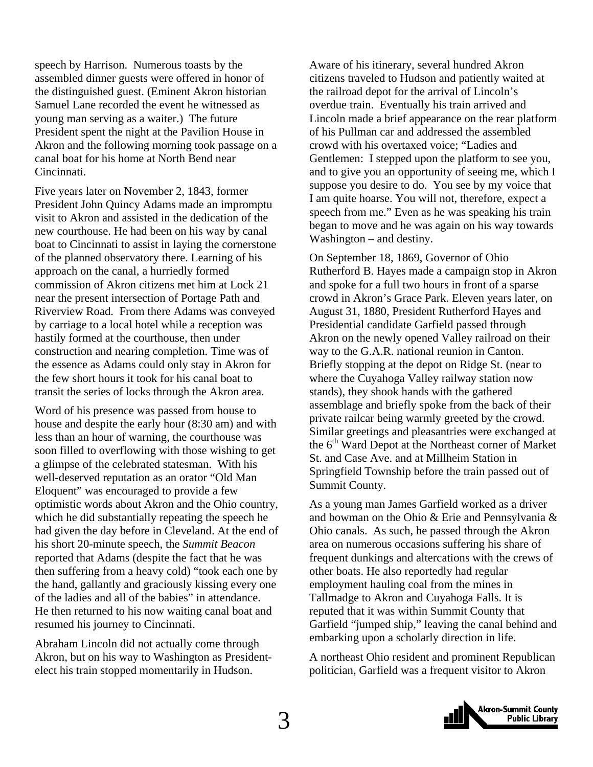speech by Harrison. Numerous toasts by the assembled dinner guests were offered in honor of the distinguished guest. (Eminent Akron historian Samuel Lane recorded the event he witnessed as young man serving as a waiter.) The future President spent the night at the Pavilion House in Akron and the following morning took passage on a canal boat for his home at North Bend near Cincinnati.

Five years later on November 2, 1843, former President John Quincy Adams made an impromptu visit to Akron and assisted in the dedication of the new courthouse. He had been on his way by canal boat to Cincinnati to assist in laying the cornerstone of the planned observatory there. Learning of his approach on the canal, a hurriedly formed commission of Akron citizens met him at Lock 21 near the present intersection of Portage Path and Riverview Road. From there Adams was conveyed by carriage to a local hotel while a reception was hastily formed at the courthouse, then under construction and nearing completion. Time was of the essence as Adams could only stay in Akron for the few short hours it took for his canal boat to transit the series of locks through the Akron area.

Word of his presence was passed from house to house and despite the early hour (8:30 am) and with less than an hour of warning, the courthouse was soon filled to overflowing with those wishing to get a glimpse of the celebrated statesman. With his well-deserved reputation as an orator "Old Man Eloquent" was encouraged to provide a few optimistic words about Akron and the Ohio country, which he did substantially repeating the speech he had given the day before in Cleveland. At the end of his short 20-minute speech, the *Summit Beacon* reported that Adams (despite the fact that he was then suffering from a heavy cold) "took each one by the hand, gallantly and graciously kissing every one of the ladies and all of the babies" in attendance. He then returned to his now waiting canal boat and resumed his journey to Cincinnati.

Abraham Lincoln did not actually come through Akron, but on his way to Washington as President-elect his train stopped momentarily in Hudson. Aware of his itinerary, several hundred Akron citizens traveled to Hudson and patiently waited at the railroad depot for the arrival of Lincoln's overdue train. Eventually his train arrived and Lincoln made a brief appearance on the rear platform of his Pullman car and addressed the assembled crowd with his overtaxed voice; "Ladies and Gentlemen: I stepped upon the platform to see you, and to give you an opportunity of seeing me, which I suppose you desire to do. You see by my voice that I am quite hoarse. You will not, therefore, expect a speech from me." Even as he was speaking his train began to move and he was again on his way towards Washington – and destiny.

On September 18, 1869, Governor of Ohio Rutherford B. Hayes made a campaign stop in Akron and spoke for a full two hours in front of a sparse crowd in Akron's Grace Park. Eleven years later, on August 31, 1880, President Rutherford Hayes and Presidential candidate Garfield passed through Akron on the newly opened Valley railroad on their way to the G.A.R. national reunion in Canton. Briefly stopping at the depot on Ridge St. (near to where the Cuyahoga Valley railway station now stands), they shook hands with the gathered assemblage and briefly spoke from the back of their private railcar being warmly greeted by the crowd. Similar greetings and pleasantries were exchanged at the 6th Ward Depot at the Northeast corner of Market St. and Case Ave. and at Millheim Station in Springfield Township before the train passed out of Summit County.

As a young man James Garfield worked as a driver and bowman on the Ohio & Erie and Pennsylvania & Ohio canals. As such, he passed through the Akron area on numerous occasions suffering his share of frequent dunkings and altercations with the crews of other boats. He also reportedly had regular employment hauling coal from the mines in Tallmadge to Akron and Cuyahoga Falls. It is reputed that it was within Summit County that Garfield "jumped ship," leaving the canal behind and embarking upon a scholarly direction in life.

A northeast Ohio resident and prominent Republican politician, Garfield was a frequent visitor to Akron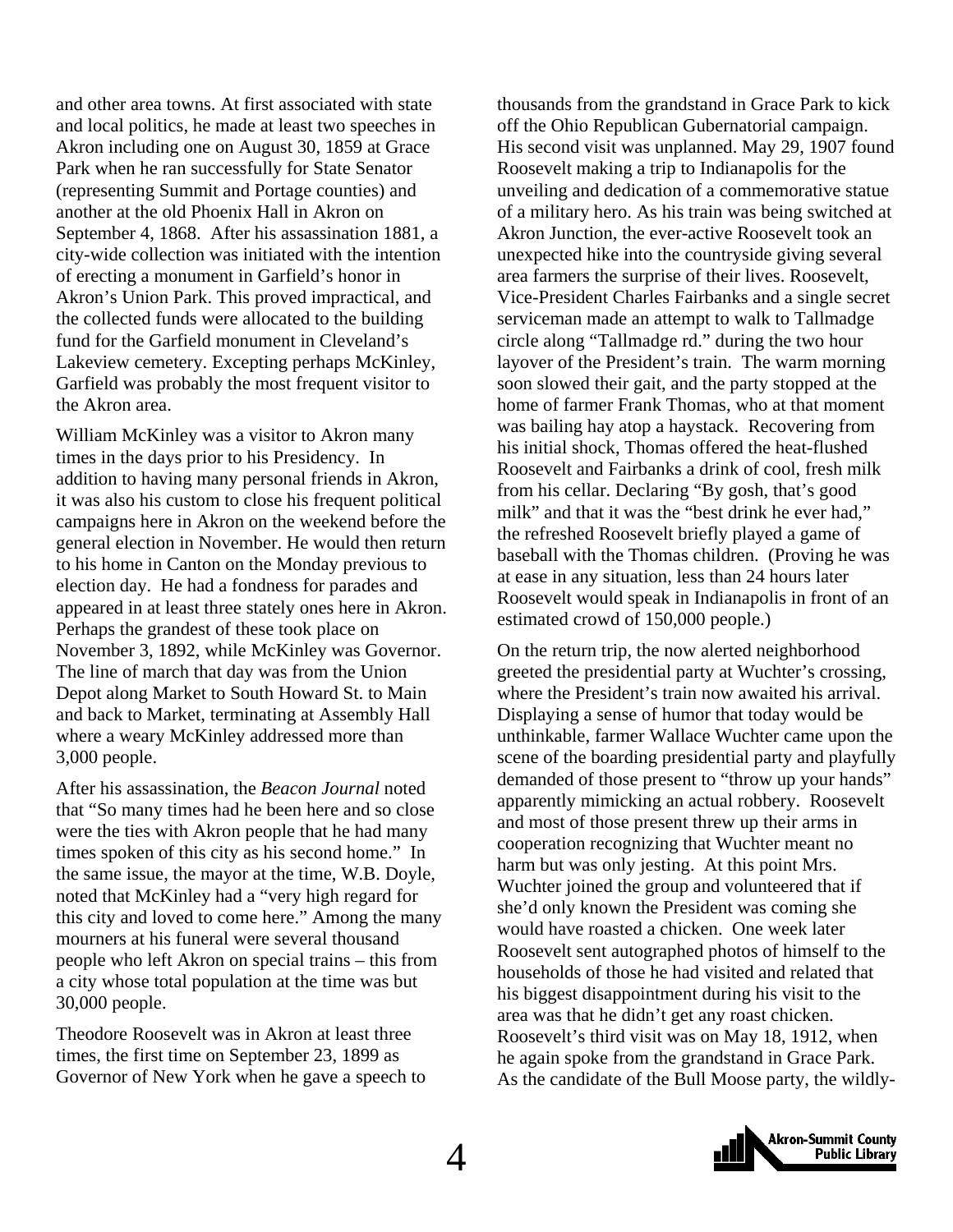and other area towns. At first associated with state and local politics, he made at least two speeches in Akron including one on August 30, 1859 at Grace Park when he ran successfully for State Senator (representing Summit and Portage counties) and another at the old Phoenix Hall in Akron on September 4, 1868. After his assassination 1881, a city-wide collection was initiated with the intention of erecting a monument in Garfield's honor in Akron's Union Park. This proved impractical, and the collected funds were allocated to the building fund for the Garfield monument in Cleveland's Lakeview cemetery. Excepting perhaps McKinley, Garfield was probably the most frequent visitor to the Akron area.

William McKinley was a visitor to Akron many times in the days prior to his Presidency. In addition to having many personal friends in Akron, it was also his custom to close his frequent political campaigns here in Akron on the weekend before the general election in November. He would then return to his home in Canton on the Monday previous to election day. He had a fondness for parades and appeared in at least three stately ones here in Akron. Perhaps the grandest of these took place on November 3, 1892, while McKinley was Governor. The line of march that day was from the Union Depot along Market to South Howard St. to Main and back to Market, terminating at Assembly Hall where a weary McKinley addressed more than 3,000 people.

After his assassination, the *Beacon Journal* noted that "So many times had he been here and so close were the ties with Akron people that he had many times spoken of this city as his second home." In the same issue, the mayor at the time, W.B. Doyle, noted that McKinley had a "very high regard for this city and loved to come here." Among the many mourners at his funeral were several thousand people who left Akron on special trains – this from a city whose total population at the time was but 30,000 people.

Theodore Roosevelt was in Akron at least three times, the first time on September 23, 1899 as Governor of New York when he gave a speech to thousands from the grandstand in Grace Park to kick off the Ohio Republican Gubernatorial campaign. His second visit was unplanned. May 29, 1907 found Roosevelt making a trip to Indianapolis for the unveiling and dedication of a commemorative statue of a military hero. As his train was being switched at Akron Junction, the ever-active Roosevelt took an unexpected hike into the countryside giving several area farmers the surprise of their lives. Roosevelt, Vice-President Charles Fairbanks and a single secret serviceman made an attempt to walk to Tallmadge circle along "Tallmadge rd." during the two hour layover of the President's train. The warm morning soon slowed their gait, and the party stopped at the home of farmer Frank Thomas, who at that moment was bailing hay atop a haystack. Recovering from his initial shock, Thomas offered the heat-flushed Roosevelt and Fairbanks a drink of cool, fresh milk from his cellar. Declaring "By gosh, that's good milk" and that it was the "best drink he ever had," the refreshed Roosevelt briefly played a game of baseball with the Thomas children. (Proving he was at ease in any situation, less than 24 hours later Roosevelt would speak in Indianapolis in front of an estimated crowd of 150,000 people.)

On the return trip, the now alerted neighborhood greeted the presidential party at Wuchter's crossing, where the President's train now awaited his arrival. Displaying a sense of humor that today would be unthinkable, farmer Wallace Wuchter came upon the scene of the boarding presidential party and playfully demanded of those present to "throw up your hands" apparently mimicking an actual robbery. Roosevelt and most of those present threw up their arms in cooperation recognizing that Wuchter meant no harm but was only jesting. At this point Mrs. Wuchter joined the group and volunteered that if she'd only known the President was coming she would have roasted a chicken. One week later Roosevelt sent autographed photos of himself to the households of those he had visited and related that his biggest disappointment during his visit to the area was that he didn't get any roast chicken. Roosevelt's third visit was on May 18, 1912, when he again spoke from the grandstand in Grace Park. As the candidate of the Bull Moose party, the wildly-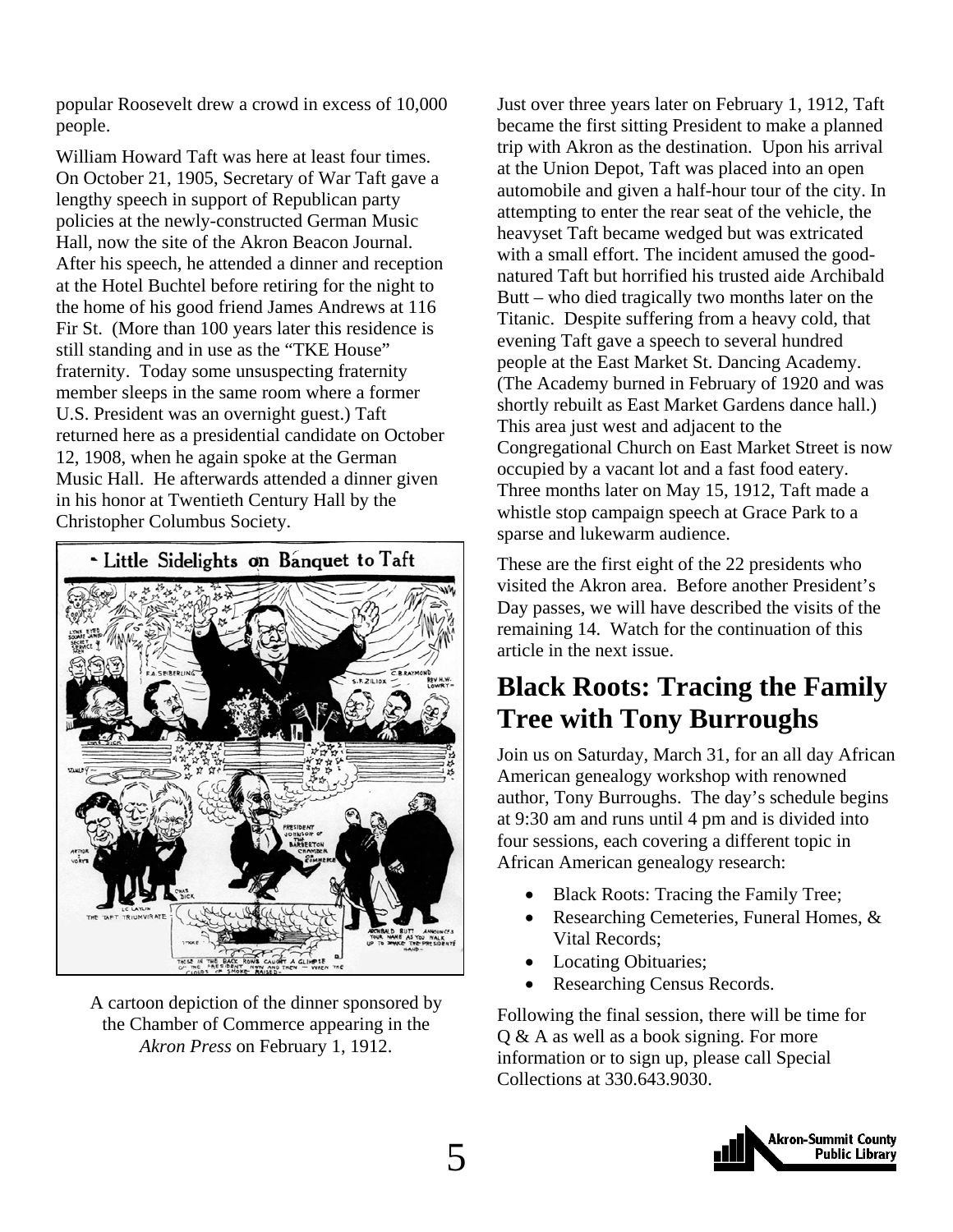popular Roosevelt drew a crowd in excess of 10,000 people.

William Howard Taft was here at least four times. On October 21, 1905, Secretary of War Taft gave a lengthy speech in support of Republican party policies at the newly-constructed German Music Hall, now the site of the Akron Beacon Journal. After his speech, he attended a dinner and reception at the Hotel Buchtel before retiring for the night to the home of his good friend James Andrews at 116 Fir St. (More than 100 years later this residence is still standing and in use as the "TKE House" fraternity. Today some unsuspecting fraternity member sleeps in the same room where a former U.S. President was an overnight guest.) Taft returned here as a presidential candidate on October 12, 1908, when he again spoke at the German Music Hall. He afterwards attended a dinner given in his honor at Twentieth Century Hall by the Christopher Columbus Society.

A cartoon depiction of the dinner sponsored by the Chamber of Commerce appearing in the *Akron Press* on February 1, 1912.

Just over three years later on February 1, 1912, Taft became the first sitting President to make a planned trip with Akron as the destination. Upon his arrival at the Union Depot, Taft was placed into an open automobile and given a half-hour tour of the city. In attempting to enter the rear seat of the vehicle, the heavyset Taft became wedged but was extricated with a small effort. The incident amused the good-natured Taft but horrified his trusted aide Archibald Butt – who died tragically two months later on the Titanic. Despite suffering from a heavy cold, that evening Taft gave a speech to several hundred people at the East Market St. Dancing Academy. (The Academy burned in February of 1920 and was shortly rebuilt as East Market Gardens dance hall.) This area just west and adjacent to the Congregational Church on East Market Street is now occupied by a vacant lot and a fast food eatery. Three months later on May 15, 1912, Taft made a whistle stop campaign speech at Grace Park to a sparse and lukewarm audience.

These are the first eight of the 22 presidents who visited the Akron area. Before another President's Day passes, we will have described the visits of the remaining 14. Watch for the continuation of this article in the next issue.

## Black Roots: Tracing the Family Tree with Tony Burroughs

Join us on Saturday, March 31, for an all day African American genealogy workshop with renowned author, Tony Burroughs. The day's schedule begins at 9:30 am and runs until 4 pm and is divided into four sessions, each covering a different topic in African American genealogy research:

- Black Roots: Tracing the Family Tree;
- Researching Cemeteries, Funeral Homes, & Vital Records;
- Locating Obituaries;
- Researching Census Records.

Following the final session, there will be time for Q & A as well as a book signing. For more information or to sign up, please call Special Collections at 330.643.9030.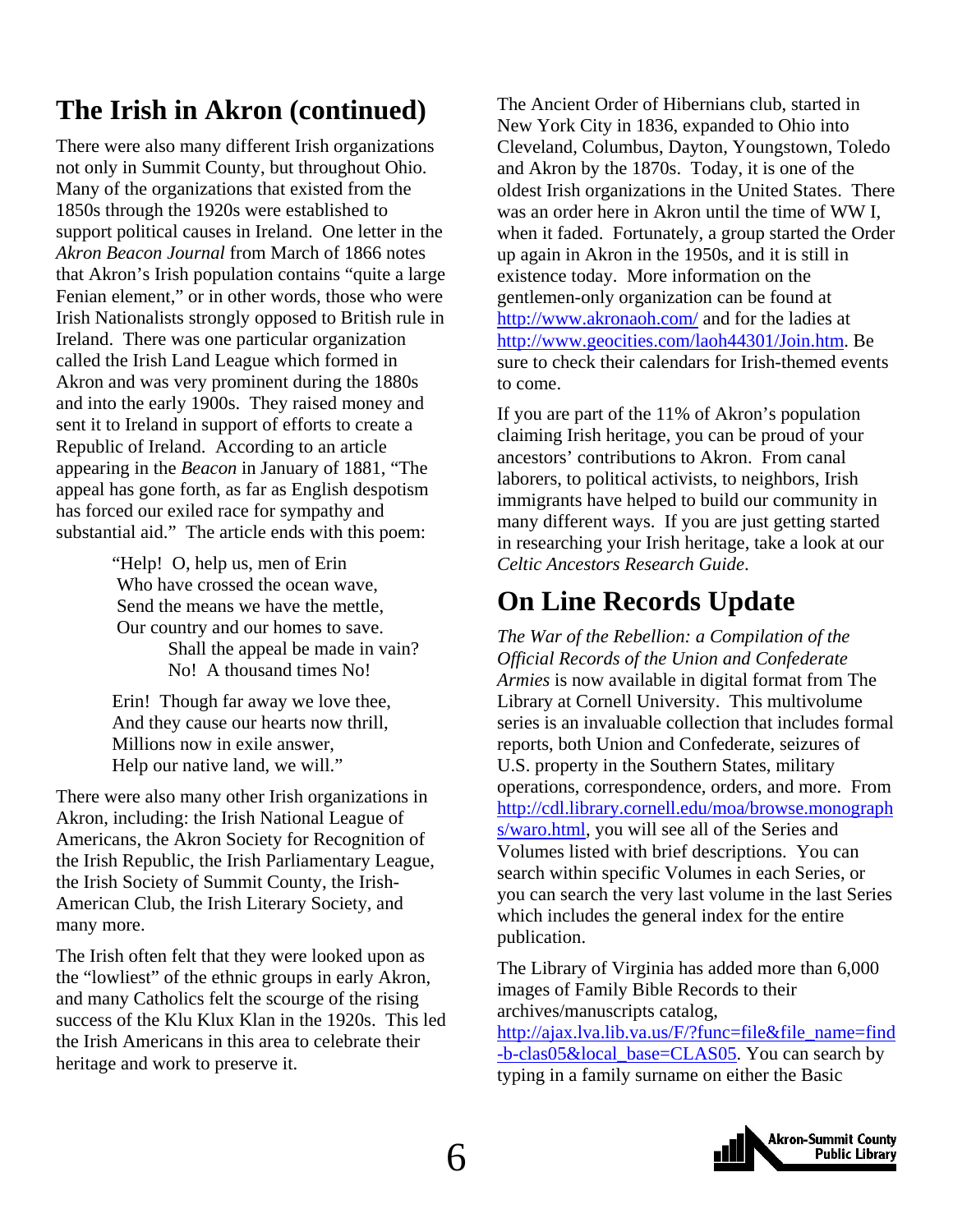## The Irish in Akron (continued)

There were also many different Irish organizations not only in Summit County, but throughout Ohio. Many of the organizations that existed from the 1850s through the 1920s were established to support political causes in Ireland. One letter in the *Akron Beacon Journal* from March of 1866 notes that Akron's Irish population contains "quite a large Fenian element," or in other words, those who were Irish Nationalists strongly opposed to British rule in Ireland. There was one particular organization called the Irish Land League which formed in Akron and was very prominent during the 1880s and into the early 1900s. They raised money and sent it to Ireland in support of efforts to create a Republic of Ireland. According to an article appearing in the *Beacon* in January of 1881, "The appeal has gone forth, as far as English despotism has forced our exiled race for sympathy and substantial aid." The article ends with this poem:

> "Help! O, help us, men of Erin
> Who have crossed the ocean wave,
> Send the means we have the mettle,
> Our country and our homes to save.
> Shall the appeal be made in vain?
> No! A thousand times No!
>
> Erin! Though far away we love thee,
> And they cause our hearts now thrill,
> Millions now in exile answer,
> Help our native land, we will."

There were also many other Irish organizations in Akron, including: the Irish National League of Americans, the Akron Society for Recognition of the Irish Republic, the Irish Parliamentary League, the Irish Society of Summit County, the Irish-American Club, the Irish Literary Society, and many more.

The Irish often felt that they were looked upon as the "lowliest" of the ethnic groups in early Akron, and many Catholics felt the scourge of the rising success of the Klu Klux Klan in the 1920s. This led the Irish Americans in this area to celebrate their heritage and work to preserve it.

The Ancient Order of Hibernians club, started in New York City in 1836, expanded to Ohio into Cleveland, Columbus, Dayton, Youngstown, Toledo and Akron by the 1870s. Today, it is one of the oldest Irish organizations in the United States. There was an order here in Akron until the time of WW I, when it faded. Fortunately, a group started the Order up again in Akron in the 1950s, and it is still in existence today. More information on the gentlemen-only organization can be found at http://www.akronaoh.com/ and for the ladies at http://www.geocities.com/laoh44301/Join.htm. Be sure to check their calendars for Irish-themed events to come.

If you are part of the 11% of Akron's population claiming Irish heritage, you can be proud of your ancestors' contributions to Akron. From canal laborers, to political activists, to neighbors, Irish immigrants have helped to build our community in many different ways. If you are just getting started in researching your Irish heritage, take a look at our *Celtic Ancestors Research Guide*.

## On Line Records Update

*The War of the Rebellion: a Compilation of the Official Records of the Union and Confederate Armies* is now available in digital format from The Library at Cornell University. This multivolume series is an invaluable collection that includes formal reports, both Union and Confederate, seizures of U.S. property in the Southern States, military operations, correspondence, orders, and more. From http://cdl.library.cornell.edu/moa/browse.monographs/waro.html, you will see all of the Series and Volumes listed with brief descriptions. You can search within specific Volumes in each Series, or you can search the very last volume in the last Series which includes the general index for the entire publication.

The Library of Virginia has added more than 6,000 images of Family Bible Records to their archives/manuscripts catalog, http://ajax.lva.lib.va.us/F/?func=file&file_name=find-b-clas05&local_base=CLAS05. You can search by typing in a family surname on either the Basic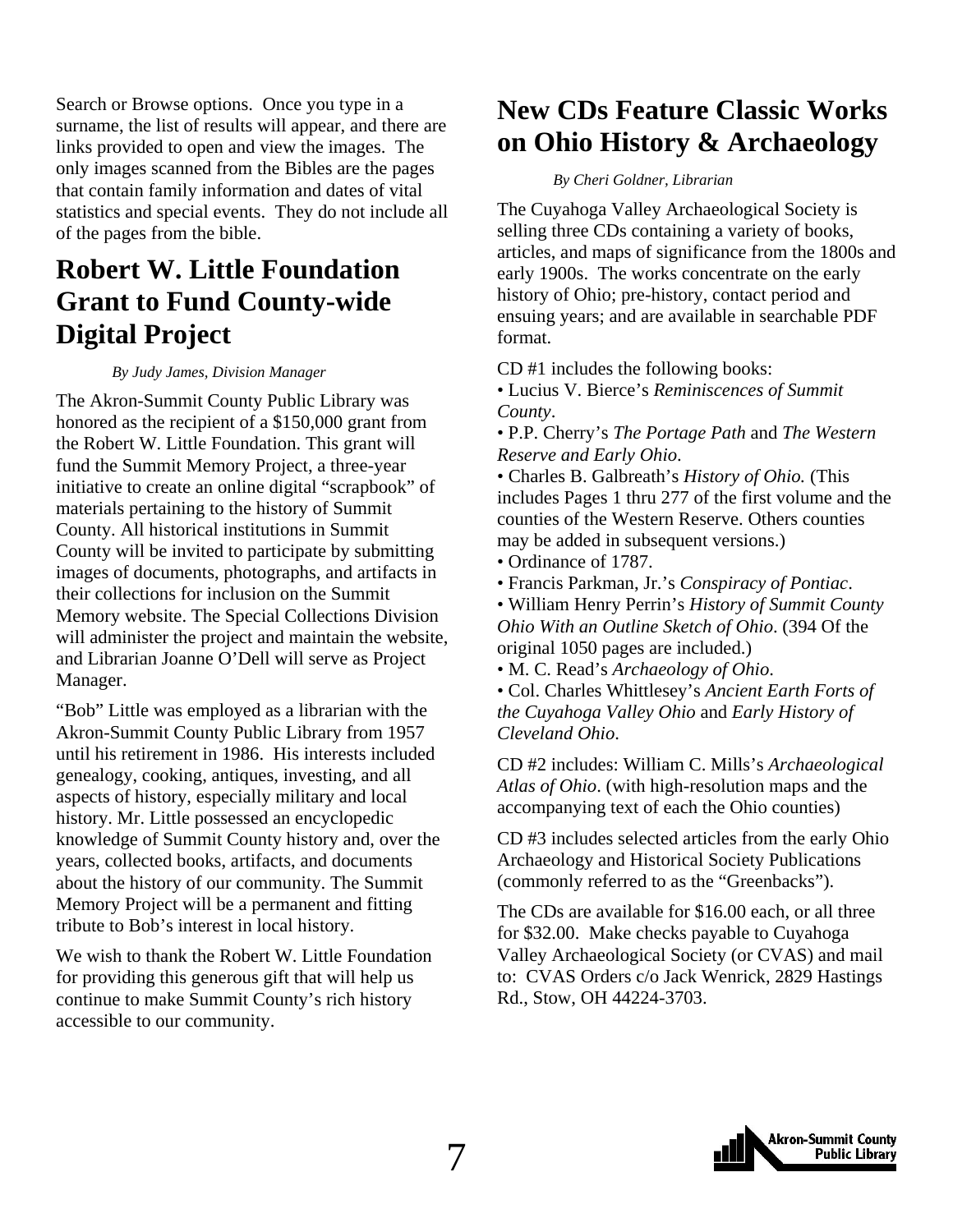Search or Browse options. Once you type in a surname, the list of results will appear, and there are links provided to open and view the images. The only images scanned from the Bibles are the pages that contain family information and dates of vital statistics and special events. They do not include all of the pages from the bible.

## Robert W. Little Foundation Grant to Fund County-wide Digital Project

*By Judy James, Division Manager*

The Akron-Summit County Public Library was honored as the recipient of a $150,000 grant from the Robert W. Little Foundation. This grant will fund the Summit Memory Project, a three-year initiative to create an online digital "scrapbook" of materials pertaining to the history of Summit County. All historical institutions in Summit County will be invited to participate by submitting images of documents, photographs, and artifacts in their collections for inclusion on the Summit Memory website. The Special Collections Division will administer the project and maintain the website, and Librarian Joanne O'Dell will serve as Project Manager.

"Bob" Little was employed as a librarian with the Akron-Summit County Public Library from 1957 until his retirement in 1986. His interests included genealogy, cooking, antiques, investing, and all aspects of history, especially military and local history. Mr. Little possessed an encyclopedic knowledge of Summit County history and, over the years, collected books, artifacts, and documents about the history of our community. The Summit Memory Project will be a permanent and fitting tribute to Bob's interest in local history.

We wish to thank the Robert W. Little Foundation for providing this generous gift that will help us continue to make Summit County's rich history accessible to our community.

## New CDs Feature Classic Works on Ohio History & Archaeology

*By Cheri Goldner, Librarian*

The Cuyahoga Valley Archaeological Society is selling three CDs containing a variety of books, articles, and maps of significance from the 1800s and early 1900s. The works concentrate on the early history of Ohio; pre-history, contact period and ensuing years; and are available in searchable PDF format.

CD #1 includes the following books:

- Lucius V. Bierce's *Reminiscences of Summit County*.
- P.P. Cherry's *The Portage Path* and *The Western Reserve and Early Ohio*.
- Charles B. Galbreath's *History of Ohio.* (This includes Pages 1 thru 277 of the first volume and the counties of the Western Reserve. Others counties may be added in subsequent versions.)
- Ordinance of 1787.
- Francis Parkman, Jr.'s *Conspiracy of Pontiac*.
- William Henry Perrin's *History of Summit County Ohio With an Outline Sketch of Ohio*. (394 Of the original 1050 pages are included.)
- M. C. Read's *Archaeology of Ohio*.
- Col. Charles Whittlesey's *Ancient Earth Forts of the Cuyahoga Valley Ohio* and *Early History of Cleveland Ohio*.

CD #2 includes: William C. Mills's *Archaeological Atlas of Ohio*. (with high-resolution maps and the accompanying text of each the Ohio counties)

CD #3 includes selected articles from the early Ohio Archaeology and Historical Society Publications (commonly referred to as the "Greenbacks").

The CDs are available for $16.00 each, or all three for $32.00. Make checks payable to Cuyahoga Valley Archaeological Society (or CVAS) and mail to: CVAS Orders c/o Jack Wenrick, 2829 Hastings Rd., Stow, OH 44224-3703.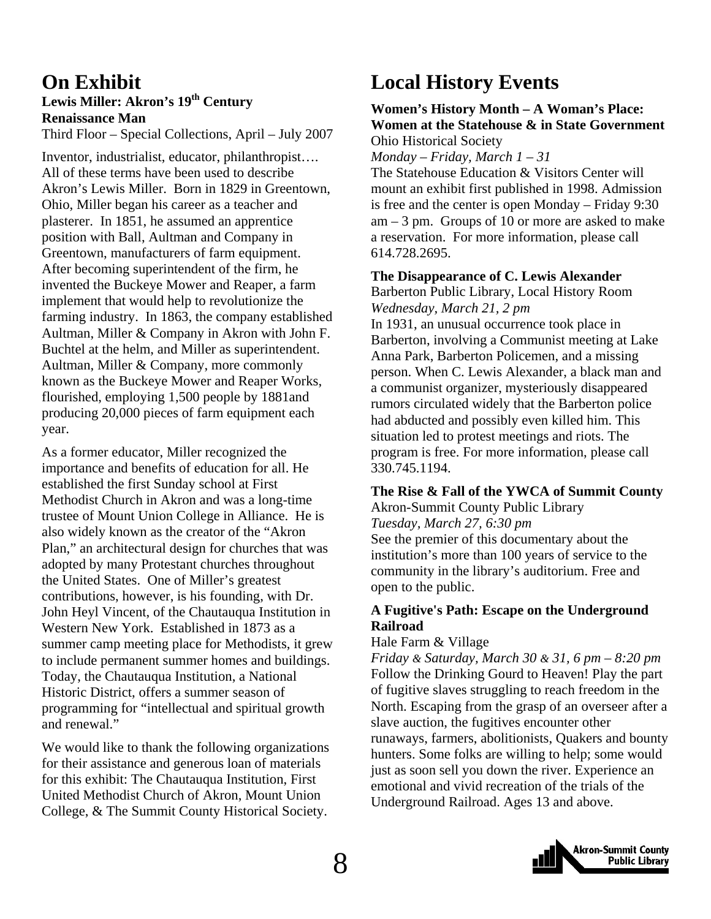# On Exhibit

**Lewis Miller: Akron's 19th Century Renaissance Man**

Third Floor – Special Collections, April – July 2007

Inventor, industrialist, educator, philanthropist…. All of these terms have been used to describe Akron's Lewis Miller. Born in 1829 in Greentown, Ohio, Miller began his career as a teacher and plasterer. In 1851, he assumed an apprentice position with Ball, Aultman and Company in Greentown, manufacturers of farm equipment. After becoming superintendent of the firm, he invented the Buckeye Mower and Reaper, a farm implement that would help to revolutionize the farming industry. In 1863, the company established Aultman, Miller & Company in Akron with John F. Buchtel at the helm, and Miller as superintendent. Aultman, Miller & Company, more commonly known as the Buckeye Mower and Reaper Works, flourished, employing 1,500 people by 1881and producing 20,000 pieces of farm equipment each year.

As a former educator, Miller recognized the importance and benefits of education for all. He established the first Sunday school at First Methodist Church in Akron and was a long-time trustee of Mount Union College in Alliance. He is also widely known as the creator of the "Akron Plan," an architectural design for churches that was adopted by many Protestant churches throughout the United States. One of Miller's greatest contributions, however, is his founding, with Dr. John Heyl Vincent, of the Chautauqua Institution in Western New York. Established in 1873 as a summer camp meeting place for Methodists, it grew to include permanent summer homes and buildings. Today, the Chautauqua Institution, a National Historic District, offers a summer season of programming for "intellectual and spiritual growth and renewal."

We would like to thank the following organizations for their assistance and generous loan of materials for this exhibit: The Chautauqua Institution, First United Methodist Church of Akron, Mount Union College, & The Summit County Historical Society.

# Local History Events

**Women's History Month – A Woman's Place: Women at the Statehouse & in State Government**

Ohio Historical Society

*Monday – Friday, March 1 – 31*

The Statehouse Education & Visitors Center will mount an exhibit first published in 1998. Admission is free and the center is open Monday – Friday 9:30 am – 3 pm. Groups of 10 or more are asked to make a reservation. For more information, please call 614.728.2695.

**The Disappearance of C. Lewis Alexander**

Barberton Public Library, Local History Room

*Wednesday, March 21, 2 pm*

In 1931, an unusual occurrence took place in Barberton, involving a Communist meeting at Lake Anna Park, Barberton Policemen, and a missing person. When C. Lewis Alexander, a black man and a communist organizer, mysteriously disappeared rumors circulated widely that the Barberton police had abducted and possibly even killed him. This situation led to protest meetings and riots. The program is free. For more information, please call 330.745.1194.

**The Rise & Fall of the YWCA of Summit County**

Akron-Summit County Public Library

*Tuesday, March 27, 6:30 pm*

See the premier of this documentary about the institution's more than 100 years of service to the community in the library's auditorium. Free and open to the public.

**A Fugitive's Path: Escape on the Underground Railroad**

Hale Farm & Village

*Friday & Saturday, March 30 & 31, 6 pm – 8:20 pm*

Follow the Drinking Gourd to Heaven! Play the part of fugitive slaves struggling to reach freedom in the North. Escaping from the grasp of an overseer after a slave auction, the fugitives encounter other runaways, farmers, abolitionists, Quakers and bounty hunters. Some folks are willing to help; some would just as soon sell you down the river. Experience an emotional and vivid recreation of the trials of the Underground Railroad. Ages 13 and above.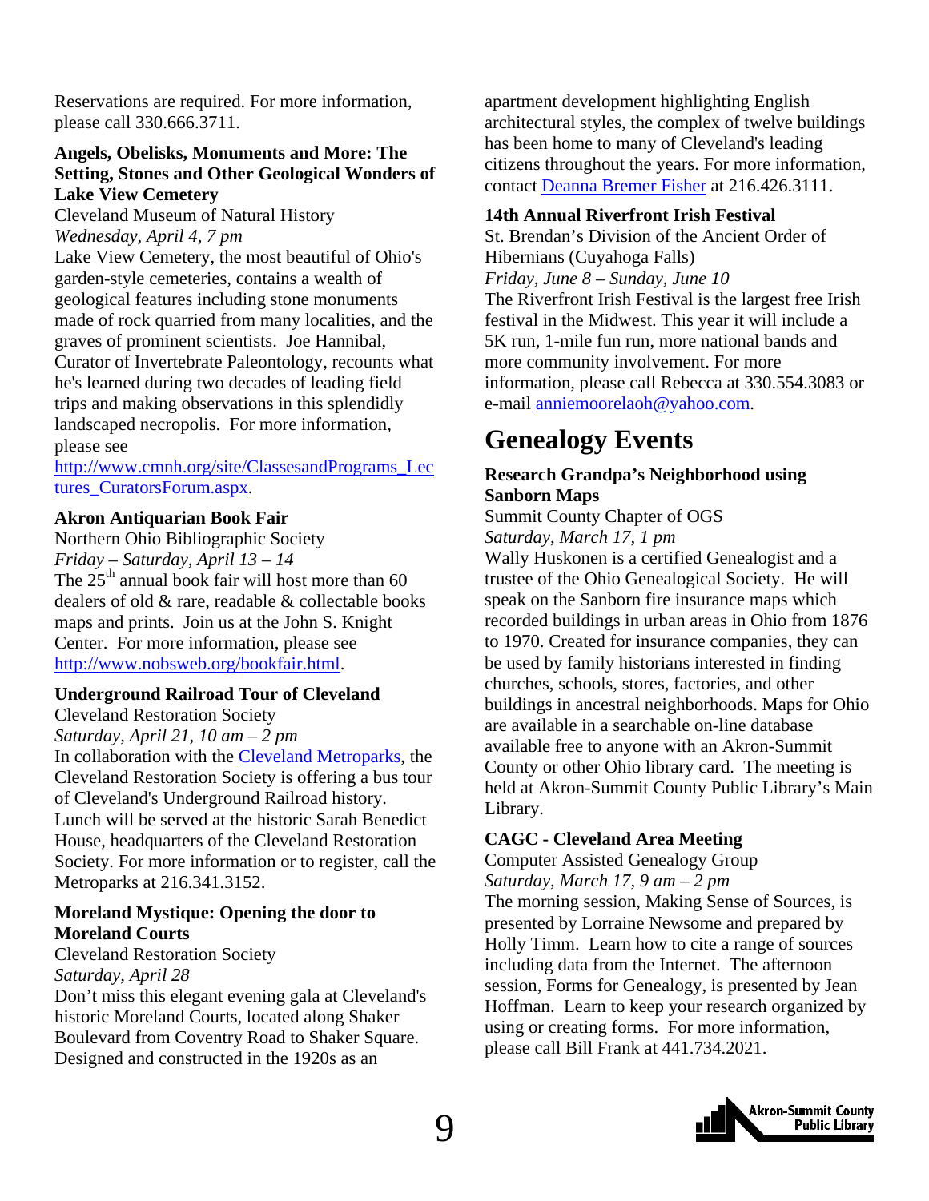Reservations are required. For more information, please call 330.666.3711.

**Angels, Obelisks, Monuments and More: The Setting, Stones and Other Geological Wonders of Lake View Cemetery**

Cleveland Museum of Natural History

*Wednesday, April 4, 7 pm*

Lake View Cemetery, the most beautiful of Ohio's garden-style cemeteries, contains a wealth of geological features including stone monuments made of rock quarried from many localities, and the graves of prominent scientists. Joe Hannibal, Curator of Invertebrate Paleontology, recounts what he's learned during two decades of leading field trips and making observations in this splendidly landscaped necropolis. For more information, please see http://www.cmnh.org/site/ClassesandPrograms_Lectures_CuratorsForum.aspx.

**Akron Antiquarian Book Fair**

Northern Ohio Bibliographic Society

*Friday – Saturday, April 13 – 14*

The 25th annual book fair will host more than 60 dealers of old & rare, readable & collectable books maps and prints. Join us at the John S. Knight Center. For more information, please see http://www.nobsweb.org/bookfair.html.

**Underground Railroad Tour of Cleveland**

Cleveland Restoration Society

*Saturday, April 21, 10 am – 2 pm*

In collaboration with the Cleveland Metroparks, the Cleveland Restoration Society is offering a bus tour of Cleveland's Underground Railroad history. Lunch will be served at the historic Sarah Benedict House, headquarters of the Cleveland Restoration Society. For more information or to register, call the Metroparks at 216.341.3152.

**Moreland Mystique: Opening the door to Moreland Courts**

Cleveland Restoration Society

*Saturday, April 28*

Don't miss this elegant evening gala at Cleveland's historic Moreland Courts, located along Shaker Boulevard from Coventry Road to Shaker Square. Designed and constructed in the 1920s as an apartment development highlighting English architectural styles, the complex of twelve buildings has been home to many of Cleveland's leading citizens throughout the years. For more information, contact Deanna Bremer Fisher at 216.426.3111.

**14th Annual Riverfront Irish Festival**

St. Brendan's Division of the Ancient Order of Hibernians (Cuyahoga Falls)

*Friday, June 8 – Sunday, June 10*

The Riverfront Irish Festival is the largest free Irish festival in the Midwest. This year it will include a 5K run, 1-mile fun run, more national bands and more community involvement. For more information, please call Rebecca at 330.554.3083 or e-mail anniemoorelaoh@yahoo.com.

# Genealogy Events

**Research Grandpa's Neighborhood using Sanborn Maps**

Summit County Chapter of OGS

*Saturday, March 17, 1 pm*

Wally Huskonen is a certified Genealogist and a trustee of the Ohio Genealogical Society. He will speak on the Sanborn fire insurance maps which recorded buildings in urban areas in Ohio from 1876 to 1970. Created for insurance companies, they can be used by family historians interested in finding churches, schools, stores, factories, and other buildings in ancestral neighborhoods. Maps for Ohio are available in a searchable on-line database available free to anyone with an Akron-Summit County or other Ohio library card. The meeting is held at Akron-Summit County Public Library's Main Library.

**CAGC - Cleveland Area Meeting**

Computer Assisted Genealogy Group

*Saturday, March 17, 9 am – 2 pm*

The morning session, Making Sense of Sources, is presented by Lorraine Newsome and prepared by Holly Timm. Learn how to cite a range of sources including data from the Internet. The afternoon session, Forms for Genealogy, is presented by Jean Hoffman. Learn to keep your research organized by using or creating forms. For more information, please call Bill Frank at 441.734.2021.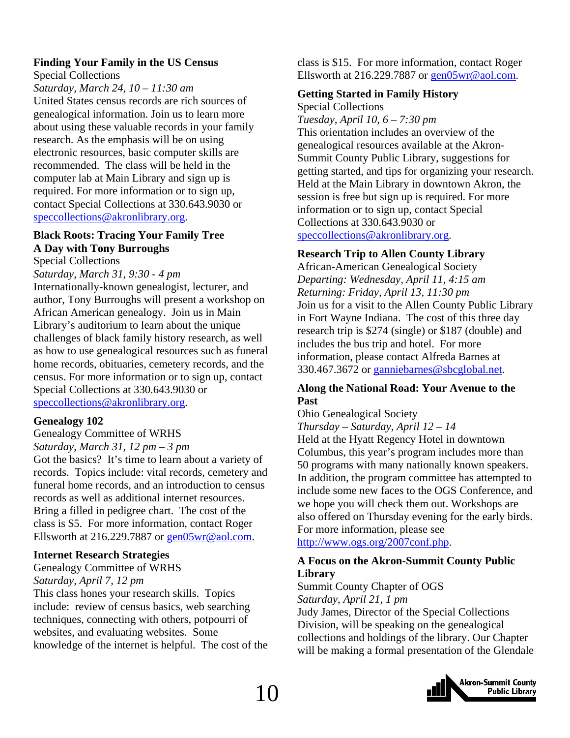**Finding Your Family in the US Census**
Special Collections
*Saturday, March 24, 10 – 11:30 am*
United States census records are rich sources of genealogical information. Join us to learn more about using these valuable records in your family research. As the emphasis will be on using electronic resources, basic computer skills are recommended. The class will be held in the computer lab at Main Library and sign up is required. For more information or to sign up, contact Special Collections at 330.643.9030 or speccollections@akronlibrary.org.

**Black Roots: Tracing Your Family Tree**
**A Day with Tony Burroughs**
Special Collections
*Saturday, March 31, 9:30 - 4 pm*
Internationally-known genealogist, lecturer, and author, Tony Burroughs will present a workshop on African American genealogy. Join us in Main Library's auditorium to learn about the unique challenges of black family history research, as well as how to use genealogical resources such as funeral home records, obituaries, cemetery records, and the census. For more information or to sign up, contact Special Collections at 330.643.9030 or speccollections@akronlibrary.org.

**Genealogy 102**
Genealogy Committee of WRHS
*Saturday, March 31, 12 pm – 3 pm*
Got the basics? It's time to learn about a variety of records. Topics include: vital records, cemetery and funeral home records, and an introduction to census records as well as additional internet resources. Bring a filled in pedigree chart. The cost of the class is $5. For more information, contact Roger Ellsworth at 216.229.7887 or gen05wr@aol.com.

**Internet Research Strategies**
Genealogy Committee of WRHS
*Saturday, April 7, 12 pm*
This class hones your research skills. Topics include: review of census basics, web searching techniques, connecting with others, potpourri of websites, and evaluating websites. Some knowledge of the internet is helpful. The cost of the class is $15. For more information, contact Roger Ellsworth at 216.229.7887 or gen05wr@aol.com.

**Getting Started in Family History**
Special Collections
*Tuesday, April 10, 6 – 7:30 pm*
This orientation includes an overview of the genealogical resources available at the Akron-Summit County Public Library, suggestions for getting started, and tips for organizing your research. Held at the Main Library in downtown Akron, the session is free but sign up is required. For more information or to sign up, contact Special Collections at 330.643.9030 or speccollections@akronlibrary.org.

**Research Trip to Allen County Library**
African-American Genealogical Society
*Departing: Wednesday, April 11, 4:15 am*
*Returning: Friday, April 13, 11:30 pm*
Join us for a visit to the Allen County Public Library in Fort Wayne Indiana. The cost of this three day research trip is $274 (single) or $187 (double) and includes the bus trip and hotel. For more information, please contact Alfreda Barnes at 330.467.3672 or ganniebarnes@sbcglobal.net.

**Along the National Road: Your Avenue to the Past**
Ohio Genealogical Society
*Thursday – Saturday, April 12 – 14*
Held at the Hyatt Regency Hotel in downtown Columbus, this year's program includes more than 50 programs with many nationally known speakers. In addition, the program committee has attempted to include some new faces to the OGS Conference, and we hope you will check them out. Workshops are also offered on Thursday evening for the early birds. For more information, please see http://www.ogs.org/2007conf.php.

**A Focus on the Akron-Summit County Public Library**
Summit County Chapter of OGS
*Saturday, April 21, 1 pm*
Judy James, Director of the Special Collections Division, will be speaking on the genealogical collections and holdings of the library. Our Chapter will be making a formal presentation of the Glendale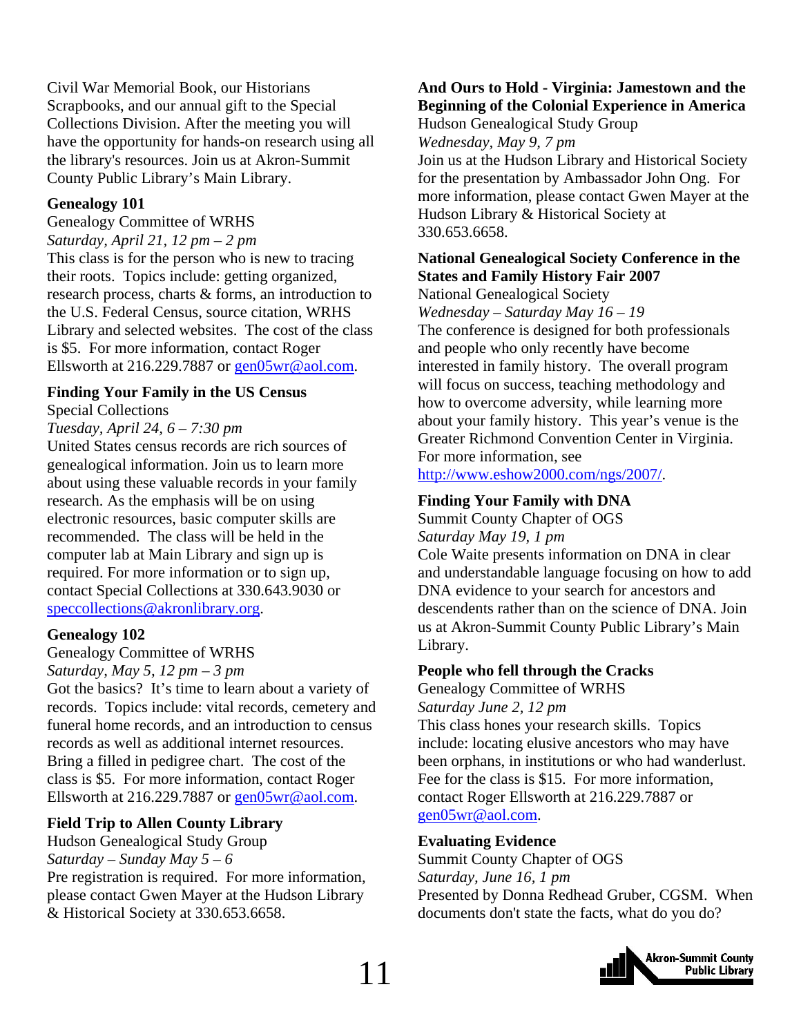Civil War Memorial Book, our Historians Scrapbooks, and our annual gift to the Special Collections Division. After the meeting you will have the opportunity for hands-on research using all the library's resources. Join us at Akron-Summit County Public Library's Main Library.

**Genealogy 101**
Genealogy Committee of WRHS
*Saturday, April 21, 12 pm – 2 pm*
This class is for the person who is new to tracing their roots. Topics include: getting organized, research process, charts & forms, an introduction to the U.S. Federal Census, source citation, WRHS Library and selected websites. The cost of the class is $5. For more information, contact Roger Ellsworth at 216.229.7887 or gen05wr@aol.com.

**Finding Your Family in the US Census**
Special Collections
*Tuesday, April 24, 6 – 7:30 pm*
United States census records are rich sources of genealogical information. Join us to learn more about using these valuable records in your family research. As the emphasis will be on using electronic resources, basic computer skills are recommended. The class will be held in the computer lab at Main Library and sign up is required. For more information or to sign up, contact Special Collections at 330.643.9030 or speccollections@akronlibrary.org.

**Genealogy 102**
Genealogy Committee of WRHS
*Saturday, May 5, 12 pm – 3 pm*
Got the basics? It's time to learn about a variety of records. Topics include: vital records, cemetery and funeral home records, and an introduction to census records as well as additional internet resources. Bring a filled in pedigree chart. The cost of the class is $5. For more information, contact Roger Ellsworth at 216.229.7887 or gen05wr@aol.com.

**Field Trip to Allen County Library**
Hudson Genealogical Study Group
*Saturday – Sunday May 5 – 6*
Pre registration is required. For more information, please contact Gwen Mayer at the Hudson Library & Historical Society at 330.653.6658.

**And Ours to Hold - Virginia: Jamestown and the Beginning of the Colonial Experience in America**
Hudson Genealogical Study Group
*Wednesday, May 9, 7 pm*
Join us at the Hudson Library and Historical Society for the presentation by Ambassador John Ong. For more information, please contact Gwen Mayer at the Hudson Library & Historical Society at 330.653.6658.

**National Genealogical Society Conference in the States and Family History Fair 2007**
National Genealogical Society
*Wednesday – Saturday May 16 – 19*
The conference is designed for both professionals and people who only recently have become interested in family history. The overall program will focus on success, teaching methodology and how to overcome adversity, while learning more about your family history. This year's venue is the Greater Richmond Convention Center in Virginia. For more information, see http://www.eshow2000.com/ngs/2007/.

**Finding Your Family with DNA**
Summit County Chapter of OGS
*Saturday May 19, 1 pm*
Cole Waite presents information on DNA in clear and understandable language focusing on how to add DNA evidence to your search for ancestors and descendents rather than on the science of DNA. Join us at Akron-Summit County Public Library's Main Library.

**People who fell through the Cracks**
Genealogy Committee of WRHS
*Saturday June 2, 12 pm*
This class hones your research skills. Topics include: locating elusive ancestors who may have been orphans, in institutions or who had wanderlust. Fee for the class is $15. For more information, contact Roger Ellsworth at 216.229.7887 or gen05wr@aol.com.

**Evaluating Evidence**
Summit County Chapter of OGS
*Saturday, June 16, 1 pm*
Presented by Donna Redhead Gruber, CGSM. When documents don't state the facts, what do you do?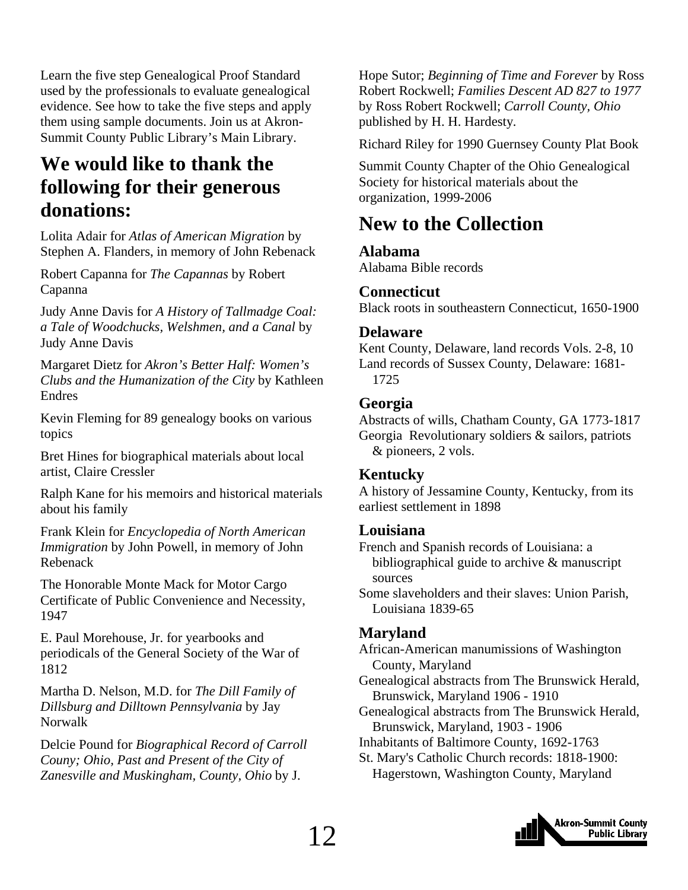Learn the five step Genealogical Proof Standard used by the professionals to evaluate genealogical evidence. See how to take the five steps and apply them using sample documents. Join us at Akron-Summit County Public Library's Main Library.

## We would like to thank the following for their generous donations:

Lolita Adair for *Atlas of American Migration* by Stephen A. Flanders, in memory of John Rebenack

Robert Capanna for *The Capannas* by Robert Capanna

Judy Anne Davis for *A History of Tallmadge Coal: a Tale of Woodchucks, Welshmen, and a Canal* by Judy Anne Davis

Margaret Dietz for *Akron's Better Half: Women's Clubs and the Humanization of the City* by Kathleen Endres

Kevin Fleming for 89 genealogy books on various topics

Bret Hines for biographical materials about local artist, Claire Cressler

Ralph Kane for his memoirs and historical materials about his family

Frank Klein for *Encyclopedia of North American Immigration* by John Powell, in memory of John Rebenack

The Honorable Monte Mack for Motor Cargo Certificate of Public Convenience and Necessity, 1947

E. Paul Morehouse, Jr. for yearbooks and periodicals of the General Society of the War of 1812

Martha D. Nelson, M.D. for *The Dill Family of Dillsburg and Dilltown Pennsylvania* by Jay Norwalk

Delcie Pound for *Biographical Record of Carroll Couny; Ohio, Past and Present of the City of Zanesville and Muskingham, County, Ohio* by J. Hope Sutor; *Beginning of Time and Forever* by Ross Robert Rockwell; *Families Descent AD 827 to 1977* by Ross Robert Rockwell; *Carroll County, Ohio* published by H. H. Hardesty.

Richard Riley for 1990 Guernsey County Plat Book

Summit County Chapter of the Ohio Genealogical Society for historical materials about the organization, 1999-2006

## New to the Collection

### Alabama

Alabama Bible records

### Connecticut

Black roots in southeastern Connecticut, 1650-1900

### Delaware

Kent County, Delaware, land records Vols. 2-8, 10

Land records of Sussex County, Delaware: 1681-1725

### Georgia

Abstracts of wills, Chatham County, GA 1773-1817

Georgia Revolutionary soldiers & sailors, patriots & pioneers, 2 vols.

### Kentucky

A history of Jessamine County, Kentucky, from its earliest settlement in 1898

### Louisiana

French and Spanish records of Louisiana: a bibliographical guide to archive & manuscript sources

Some slaveholders and their slaves: Union Parish, Louisiana 1839-65

### Maryland

African-American manumissions of Washington County, Maryland

Genealogical abstracts from The Brunswick Herald, Brunswick, Maryland 1906 - 1910

Genealogical abstracts from The Brunswick Herald, Brunswick, Maryland, 1903 - 1906

Inhabitants of Baltimore County, 1692-1763

St. Mary's Catholic Church records: 1818-1900: Hagerstown, Washington County, Maryland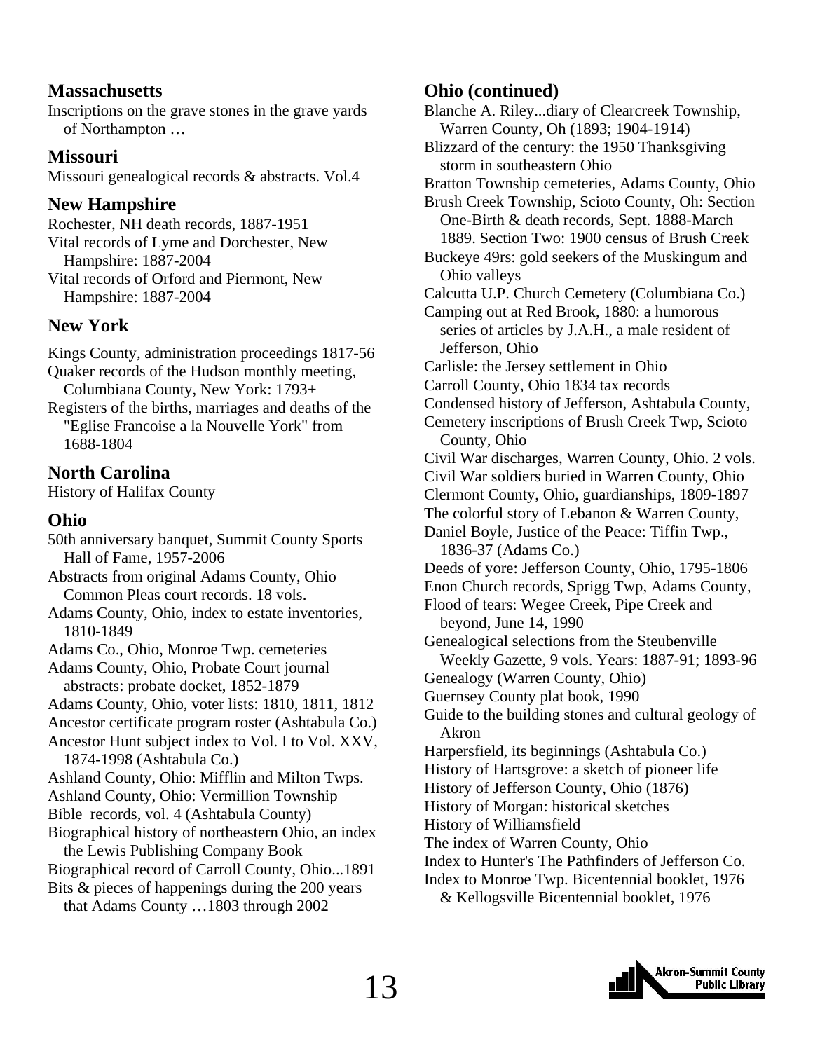## Massachusetts

Inscriptions on the grave stones in the grave yards of Northampton …

## Missouri

Missouri genealogical records & abstracts. Vol.4

## New Hampshire

Rochester, NH death records, 1887-1951

Vital records of Lyme and Dorchester, New Hampshire: 1887-2004

Vital records of Orford and Piermont, New Hampshire: 1887-2004

## New York

Kings County, administration proceedings 1817-56

Quaker records of the Hudson monthly meeting, Columbiana County, New York: 1793+

Registers of the births, marriages and deaths of the "Eglise Francoise a la Nouvelle York" from 1688-1804

## North Carolina

History of Halifax County

## Ohio

50th anniversary banquet, Summit County Sports Hall of Fame, 1957-2006

Abstracts from original Adams County, Ohio Common Pleas court records. 18 vols.

Adams County, Ohio, index to estate inventories, 1810-1849

Adams Co., Ohio, Monroe Twp. cemeteries

Adams County, Ohio, Probate Court journal abstracts: probate docket, 1852-1879

Adams County, Ohio, voter lists: 1810, 1811, 1812

Ancestor certificate program roster (Ashtabula Co.)

Ancestor Hunt subject index to Vol. I to Vol. XXV, 1874-1998 (Ashtabula Co.)

Ashland County, Ohio: Mifflin and Milton Twps.

Ashland County, Ohio: Vermillion Township

Bible records, vol. 4 (Ashtabula County)

Biographical history of northeastern Ohio, an index the Lewis Publishing Company Book

Biographical record of Carroll County, Ohio...1891

Bits & pieces of happenings during the 200 years that Adams County …1803 through 2002

## Ohio (continued)

Blanche A. Riley...diary of Clearcreek Township, Warren County, Oh (1893; 1904-1914)

Blizzard of the century: the 1950 Thanksgiving storm in southeastern Ohio

Bratton Township cemeteries, Adams County, Ohio

Brush Creek Township, Scioto County, Oh: Section One-Birth & death records, Sept. 1888-March 1889. Section Two: 1900 census of Brush Creek

Buckeye 49rs: gold seekers of the Muskingum and Ohio valleys

Calcutta U.P. Church Cemetery (Columbiana Co.)

Camping out at Red Brook, 1880: a humorous series of articles by J.A.H., a male resident of Jefferson, Ohio

Carlisle: the Jersey settlement in Ohio

Carroll County, Ohio 1834 tax records

Condensed history of Jefferson, Ashtabula County,

Cemetery inscriptions of Brush Creek Twp, Scioto County, Ohio

Civil War discharges, Warren County, Ohio. 2 vols.

Civil War soldiers buried in Warren County, Ohio

Clermont County, Ohio, guardianships, 1809-1897

The colorful story of Lebanon & Warren County,

Daniel Boyle, Justice of the Peace: Tiffin Twp., 1836-37 (Adams Co.)

Deeds of yore: Jefferson County, Ohio, 1795-1806

Enon Church records, Sprigg Twp, Adams County,

Flood of tears: Wegee Creek, Pipe Creek and beyond, June 14, 1990

Genealogical selections from the Steubenville Weekly Gazette, 9 vols. Years: 1887-91; 1893-96

Genealogy (Warren County, Ohio)

Guernsey County plat book, 1990

Guide to the building stones and cultural geology of Akron

Harpersfield, its beginnings (Ashtabula Co.)

History of Hartsgrove: a sketch of pioneer life

History of Jefferson County, Ohio (1876)

History of Morgan: historical sketches

History of Williamsfield

The index of Warren County, Ohio

Index to Hunter's The Pathfinders of Jefferson Co.

Index to Monroe Twp. Bicentennial booklet, 1976 & Kellogsville Bicentennial booklet, 1976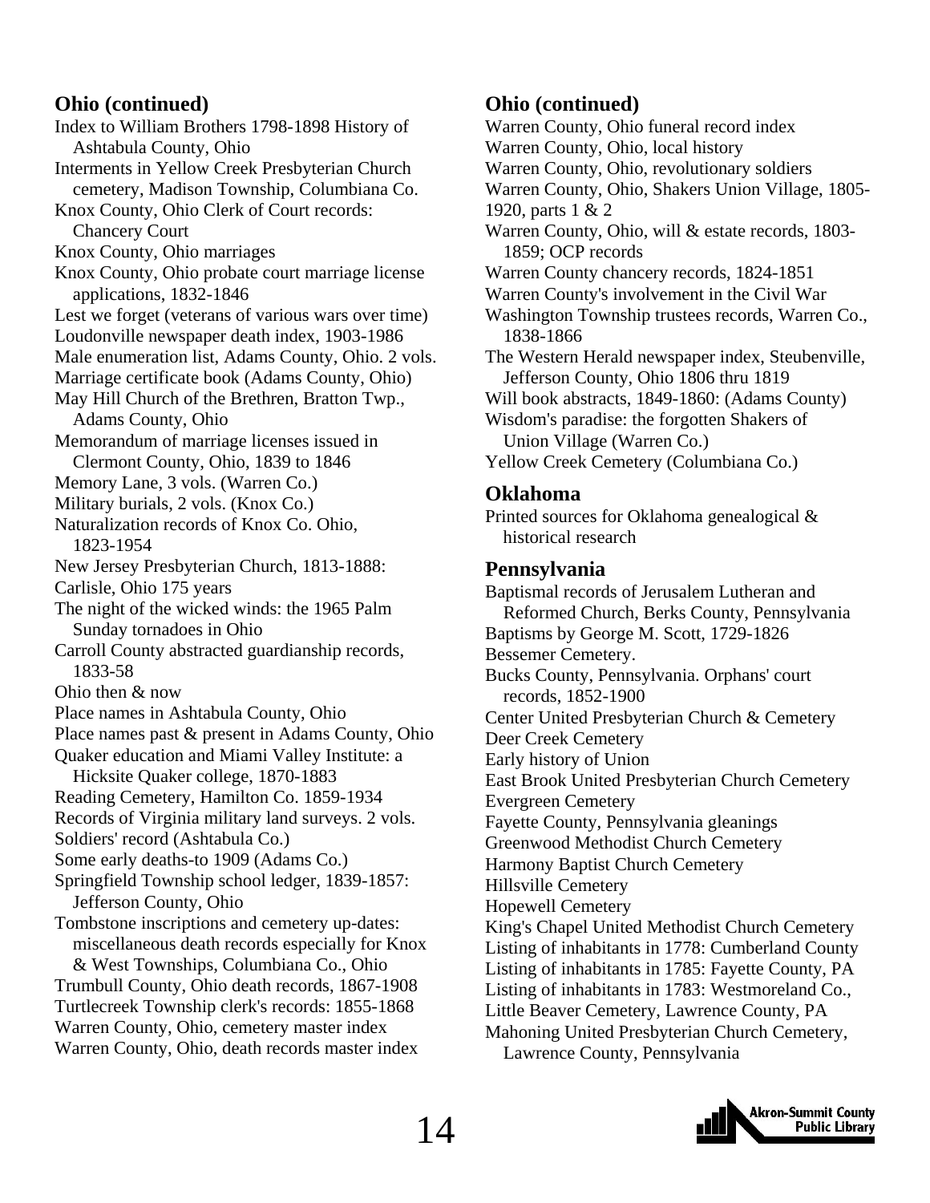## Ohio (continued)

Index to William Brothers 1798-1898 History of Ashtabula County, Ohio
Interments in Yellow Creek Presbyterian Church cemetery, Madison Township, Columbiana Co.
Knox County, Ohio Clerk of Court records: Chancery Court
Knox County, Ohio marriages
Knox County, Ohio probate court marriage license applications, 1832-1846
Lest we forget (veterans of various wars over time)
Loudonville newspaper death index, 1903-1986
Male enumeration list, Adams County, Ohio. 2 vols.
Marriage certificate book (Adams County, Ohio)
May Hill Church of the Brethren, Bratton Twp., Adams County, Ohio
Memorandum of marriage licenses issued in Clermont County, Ohio, 1839 to 1846
Memory Lane, 3 vols. (Warren Co.)
Military burials, 2 vols. (Knox Co.)
Naturalization records of Knox Co. Ohio, 1823-1954
New Jersey Presbyterian Church, 1813-1888:
Carlisle, Ohio 175 years
The night of the wicked winds: the 1965 Palm Sunday tornadoes in Ohio
Carroll County abstracted guardianship records, 1833-58
Ohio then & now
Place names in Ashtabula County, Ohio
Place names past & present in Adams County, Ohio
Quaker education and Miami Valley Institute: a Hicksite Quaker college, 1870-1883
Reading Cemetery, Hamilton Co. 1859-1934
Records of Virginia military land surveys. 2 vols.
Soldiers' record (Ashtabula Co.)
Some early deaths-to 1909 (Adams Co.)
Springfield Township school ledger, 1839-1857: Jefferson County, Ohio
Tombstone inscriptions and cemetery up-dates: miscellaneous death records especially for Knox & West Townships, Columbiana Co., Ohio
Trumbull County, Ohio death records, 1867-1908
Turtlecreek Township clerk's records: 1855-1868
Warren County, Ohio, cemetery master index
Warren County, Ohio, death records master index

## Ohio (continued)

Warren County, Ohio funeral record index
Warren County, Ohio, local history
Warren County, Ohio, revolutionary soldiers
Warren County, Ohio, Shakers Union Village, 1805-1920, parts 1 & 2
Warren County, Ohio, will & estate records, 1803-1859; OCP records
Warren County chancery records, 1824-1851
Warren County's involvement in the Civil War
Washington Township trustees records, Warren Co., 1838-1866
The Western Herald newspaper index, Steubenville, Jefferson County, Ohio 1806 thru 1819
Will book abstracts, 1849-1860: (Adams County)
Wisdom's paradise: the forgotten Shakers of Union Village (Warren Co.)
Yellow Creek Cemetery (Columbiana Co.)

## Oklahoma

Printed sources for Oklahoma genealogical & historical research

## Pennsylvania

Baptismal records of Jerusalem Lutheran and Reformed Church, Berks County, Pennsylvania
Baptisms by George M. Scott, 1729-1826
Bessemer Cemetery.
Bucks County, Pennsylvania. Orphans' court records, 1852-1900
Center United Presbyterian Church & Cemetery
Deer Creek Cemetery
Early history of Union
East Brook United Presbyterian Church Cemetery
Evergreen Cemetery
Fayette County, Pennsylvania gleanings
Greenwood Methodist Church Cemetery
Harmony Baptist Church Cemetery
Hillsville Cemetery
Hopewell Cemetery
King's Chapel United Methodist Church Cemetery
Listing of inhabitants in 1778: Cumberland County
Listing of inhabitants in 1785: Fayette County, PA
Listing of inhabitants in 1783: Westmoreland Co.,
Little Beaver Cemetery, Lawrence County, PA
Mahoning United Presbyterian Church Cemetery, Lawrence County, Pennsylvania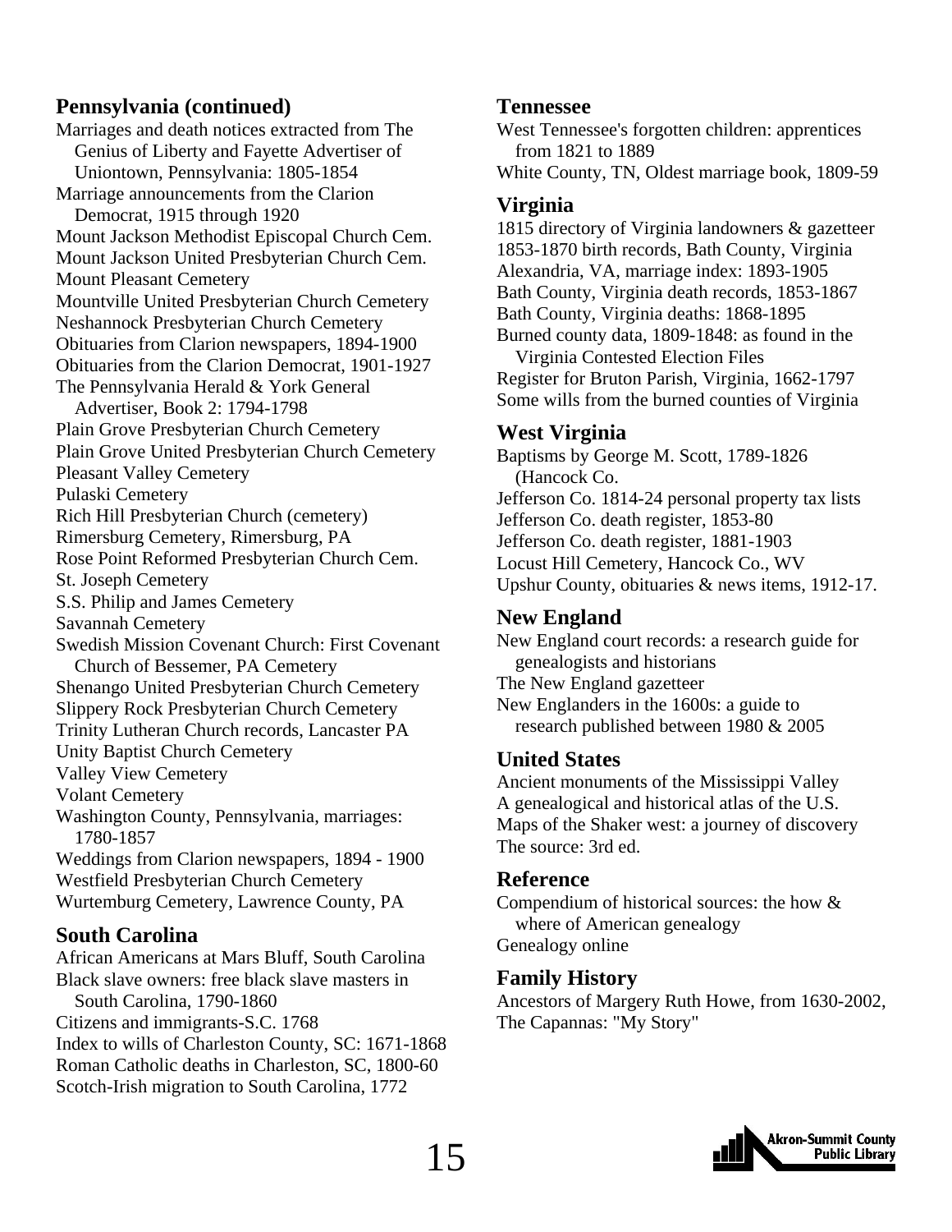## Pennsylvania (continued)

Marriages and death notices extracted from The Genius of Liberty and Fayette Advertiser of Uniontown, Pennsylvania: 1805-1854
Marriage announcements from the Clarion Democrat, 1915 through 1920
Mount Jackson Methodist Episcopal Church Cem.
Mount Jackson United Presbyterian Church Cem.
Mount Pleasant Cemetery
Mountville United Presbyterian Church Cemetery
Neshannock Presbyterian Church Cemetery
Obituaries from Clarion newspapers, 1894-1900
Obituaries from the Clarion Democrat, 1901-1927
The Pennsylvania Herald & York General Advertiser, Book 2: 1794-1798
Plain Grove Presbyterian Church Cemetery
Plain Grove United Presbyterian Church Cemetery
Pleasant Valley Cemetery
Pulaski Cemetery
Rich Hill Presbyterian Church (cemetery)
Rimersburg Cemetery, Rimersburg, PA
Rose Point Reformed Presbyterian Church Cem.
St. Joseph Cemetery
S.S. Philip and James Cemetery
Savannah Cemetery
Swedish Mission Covenant Church: First Covenant Church of Bessemer, PA Cemetery
Shenango United Presbyterian Church Cemetery
Slippery Rock Presbyterian Church Cemetery
Trinity Lutheran Church records, Lancaster PA
Unity Baptist Church Cemetery
Valley View Cemetery
Volant Cemetery
Washington County, Pennsylvania, marriages: 1780-1857
Weddings from Clarion newspapers, 1894 - 1900
Westfield Presbyterian Church Cemetery
Wurtemburg Cemetery, Lawrence County, PA

## South Carolina

African Americans at Mars Bluff, South Carolina
Black slave owners: free black slave masters in South Carolina, 1790-1860
Citizens and immigrants-S.C. 1768
Index to wills of Charleston County, SC: 1671-1868
Roman Catholic deaths in Charleston, SC, 1800-60
Scotch-Irish migration to South Carolina, 1772

## Tennessee

West Tennessee's forgotten children: apprentices from 1821 to 1889
White County, TN, Oldest marriage book, 1809-59

## Virginia

1815 directory of Virginia landowners & gazetteer
1853-1870 birth records, Bath County, Virginia
Alexandria, VA, marriage index: 1893-1905
Bath County, Virginia death records, 1853-1867
Bath County, Virginia deaths: 1868-1895
Burned county data, 1809-1848: as found in the Virginia Contested Election Files
Register for Bruton Parish, Virginia, 1662-1797
Some wills from the burned counties of Virginia

## West Virginia

Baptisms by George M. Scott, 1789-1826 (Hancock Co.
Jefferson Co. 1814-24 personal property tax lists
Jefferson Co. death register, 1853-80
Jefferson Co. death register, 1881-1903
Locust Hill Cemetery, Hancock Co., WV
Upshur County, obituaries & news items, 1912-17.

## New England

New England court records: a research guide for genealogists and historians
The New England gazetteer
New Englanders in the 1600s: a guide to research published between 1980 & 2005

## United States

Ancient monuments of the Mississippi Valley
A genealogical and historical atlas of the U.S.
Maps of the Shaker west: a journey of discovery
The source: 3rd ed.

## Reference

Compendium of historical sources: the how & where of American genealogy
Genealogy online

## Family History

Ancestors of Margery Ruth Howe, from 1630-2002,
The Capannas: "My Story"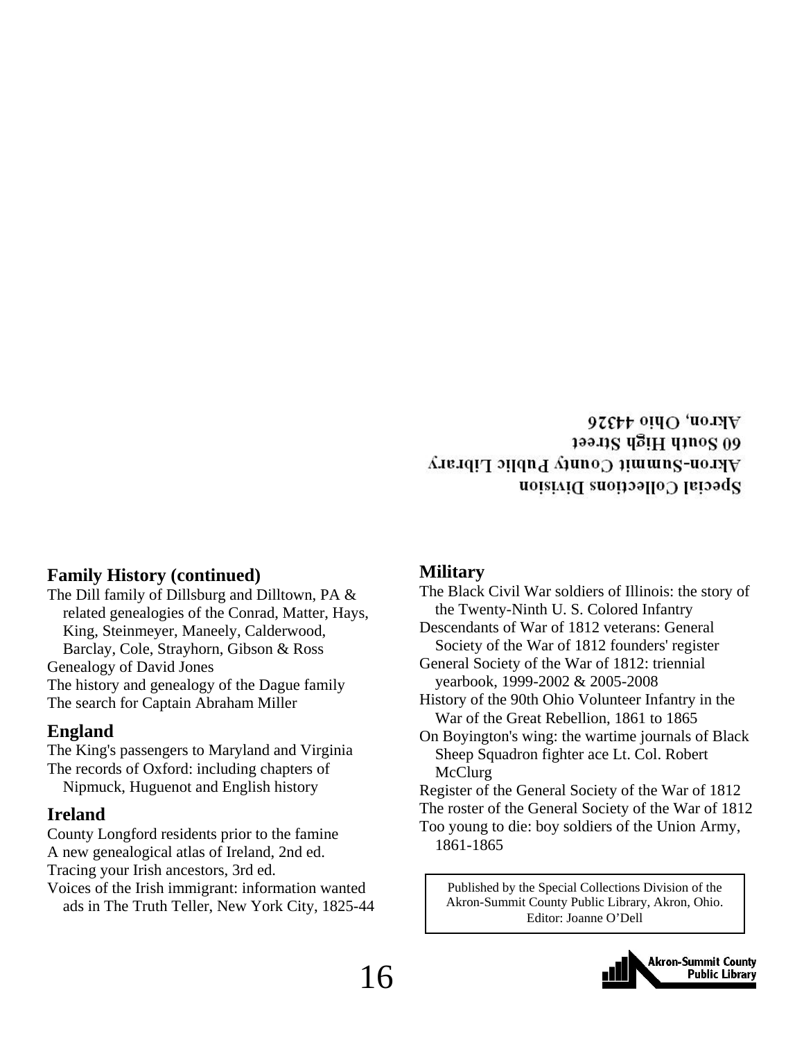Special Collections Division
Akron-Summit County Public Library
60 South High Street
Akron, Ohio 44326

## Family History (continued)

The Dill family of Dillsburg and Dilltown, PA & related genealogies of the Conrad, Matter, Hays, King, Steinmeyer, Maneely, Calderwood, Barclay, Cole, Strayhorn, Gibson & Ross
Genealogy of David Jones
The history and genealogy of the Dague family
The search for Captain Abraham Miller

## England

The King's passengers to Maryland and Virginia
The records of Oxford: including chapters of Nipmuck, Huguenot and English history

## Ireland

County Longford residents prior to the famine
A new genealogical atlas of Ireland, 2nd ed.
Tracing your Irish ancestors, 3rd ed.
Voices of the Irish immigrant: information wanted ads in The Truth Teller, New York City, 1825-44

## Military

The Black Civil War soldiers of Illinois: the story of the Twenty-Ninth U. S. Colored Infantry
Descendants of War of 1812 veterans: General Society of the War of 1812 founders' register
General Society of the War of 1812: triennial yearbook, 1999-2002 & 2005-2008
History of the 90th Ohio Volunteer Infantry in the War of the Great Rebellion, 1861 to 1865
On Boyington's wing: the wartime journals of Black Sheep Squadron fighter ace Lt. Col. Robert McClurg
Register of the General Society of the War of 1812
The roster of the General Society of the War of 1812
Too young to die: boy soldiers of the Union Army, 1861-1865

Published by the Special Collections Division of the Akron-Summit County Public Library, Akron, Ohio.
Editor: Joanne O'Dell

Akron-Summit County Public Library